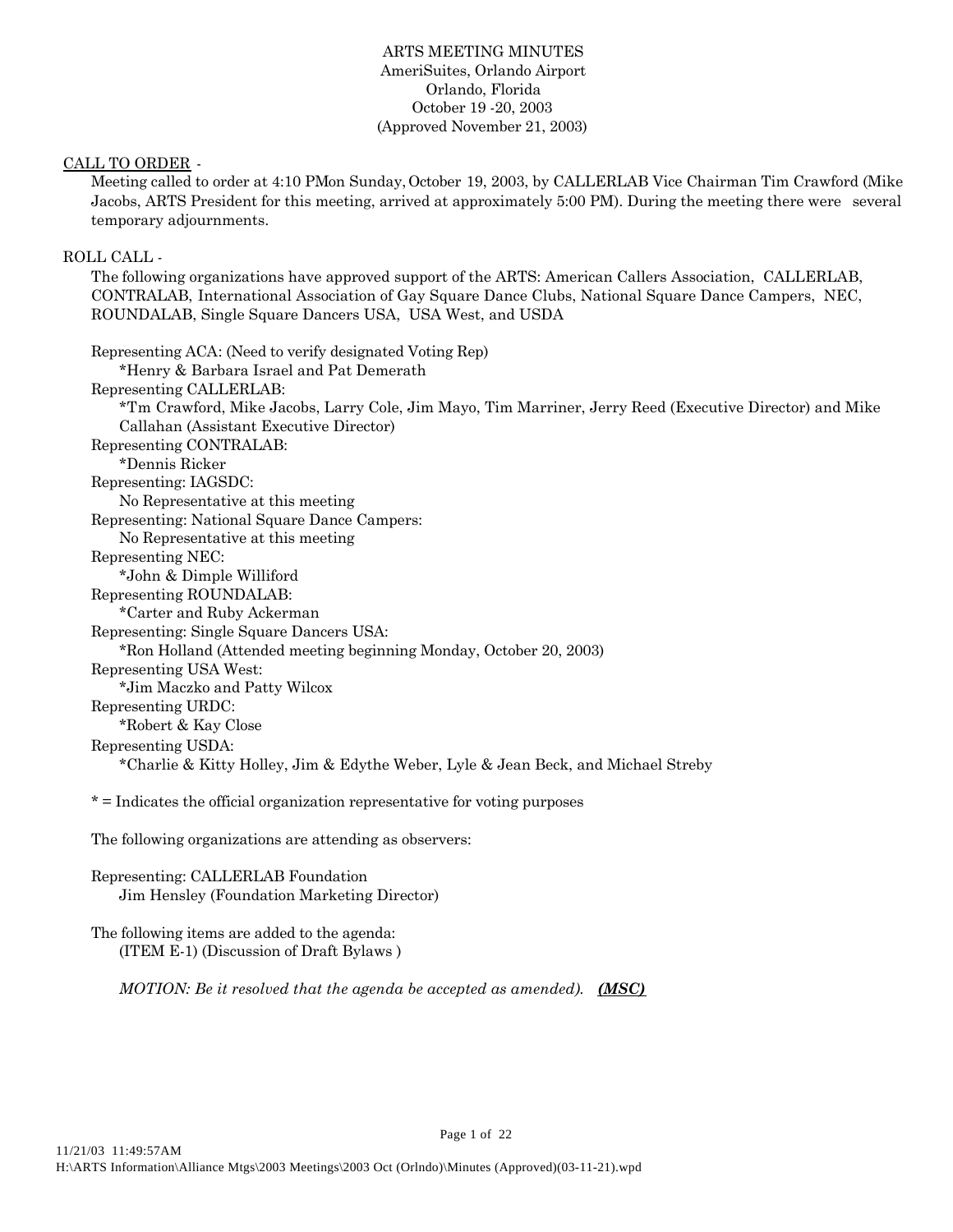ARTS MEETING MINUTES
AmeriSuites, Orlando Airport
Orlando, Florida
October 19 -20, 2003
(Approved November 21, 2003)

CALL TO ORDER -

Meeting called to order at 4:10 PMon Sunday, October 19, 2003, by CALLERLAB Vice Chairman Tim Crawford (Mike Jacobs, ARTS President for this meeting, arrived at approximately 5:00 PM). During the meeting there were several temporary adjournments.

ROLL CALL -

The following organizations have approved support of the ARTS: American Callers Association, CALLERLAB, CONTRALAB, International Association of Gay Square Dance Clubs, National Square Dance Campers, NEC, ROUNDALAB, Single Square Dancers USA, USA West, and USDA

Representing ACA: (Need to verify designated Voting Rep)
*Henry & Barbara Israel and Pat Demerath

Representing CALLERLAB:
*Tm Crawford, Mike Jacobs, Larry Cole, Jim Mayo, Tim Marriner, Jerry Reed (Executive Director) and Mike Callahan (Assistant Executive Director)

Representing CONTRALAB:
*Dennis Ricker

Representing: IAGSDC:
No Representative at this meeting

Representing: National Square Dance Campers:
No Representative at this meeting

Representing NEC:
*John & Dimple Williford

Representing ROUNDALAB:
*Carter and Ruby Ackerman

Representing: Single Square Dancers USA:
*Ron Holland (Attended meeting beginning Monday, October 20, 2003)

Representing USA West:
*Jim Maczko and Patty Wilcox

Representing URDC:
*Robert & Kay Close

Representing USDA:
*Charlie & Kitty Holley, Jim & Edythe Weber, Lyle & Jean Beck, and Michael Streby

* = Indicates the official organization representative for voting purposes

The following organizations are attending as observers:

Representing: CALLERLAB Foundation
Jim Hensley (Foundation Marketing Director)

The following items are added to the agenda:
(ITEM E-1) (Discussion of Draft Bylaws )

*MOTION: Be it resolved that the agenda be accepted as amended).* ***(MSC)***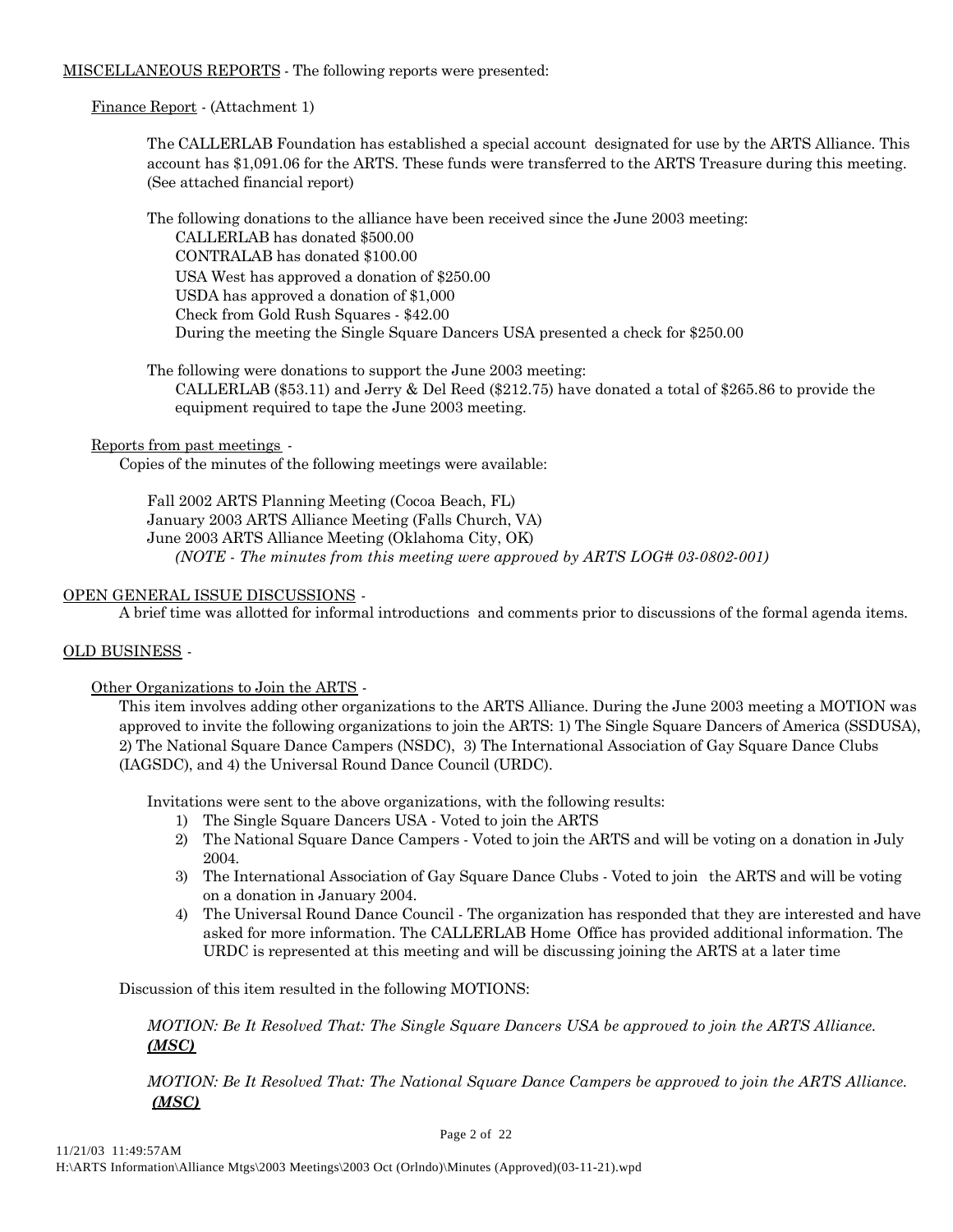MISCELLANEOUS REPORTS - The following reports were presented:

Finance Report - (Attachment 1)

The CALLERLAB Foundation has established a special account designated for use by the ARTS Alliance. This account has $1,091.06 for the ARTS. These funds were transferred to the ARTS Treasure during this meeting. (See attached financial report)

The following donations to the alliance have been received since the June 2003 meeting:
- CALLERLAB has donated $500.00
- CONTRALAB has donated $100.00
- USA West has approved a donation of $250.00
- USDA has approved a donation of $1,000
- Check from Gold Rush Squares - $42.00
- During the meeting the Single Square Dancers USA presented a check for $250.00

The following were donations to support the June 2003 meeting:
CALLERLAB ($53.11) and Jerry & Del Reed ($212.75) have donated a total of $265.86 to provide the equipment required to tape the June 2003 meeting.

Reports from past meetings -
Copies of the minutes of the following meetings were available:

Fall 2002 ARTS Planning Meeting (Cocoa Beach, FL)
January 2003 ARTS Alliance Meeting (Falls Church, VA)
June 2003 ARTS Alliance Meeting (Oklahoma City, OK)
*(NOTE - The minutes from this meeting were approved by ARTS LOG# 03-0802-001)*

OPEN GENERAL ISSUE DISCUSSIONS -
A brief time was allotted for informal introductions and comments prior to discussions of the formal agenda items.

OLD BUSINESS -

Other Organizations to Join the ARTS -
This item involves adding other organizations to the ARTS Alliance. During the June 2003 meeting a MOTION was approved to invite the following organizations to join the ARTS: 1) The Single Square Dancers of America (SSDUSA), 2) The National Square Dance Campers (NSDC), 3) The International Association of Gay Square Dance Clubs (IAGSDC), and 4) the Universal Round Dance Council (URDC).

Invitations were sent to the above organizations, with the following results:
1) The Single Square Dancers USA - Voted to join the ARTS
2) The National Square Dance Campers - Voted to join the ARTS and will be voting on a donation in July 2004.
3) The International Association of Gay Square Dance Clubs - Voted to join the ARTS and will be voting on a donation in January 2004.
4) The Universal Round Dance Council - The organization has responded that they are interested and have asked for more information. The CALLERLAB Home Office has provided additional information. The URDC is represented at this meeting and will be discussing joining the ARTS at a later time

Discussion of this item resulted in the following MOTIONS:

*MOTION: Be It Resolved That: The Single Square Dancers USA be approved to join the ARTS Alliance.* ***(MSC)***

*MOTION: Be It Resolved That: The National Square Dance Campers be approved to join the ARTS Alliance.* ***(MSC)***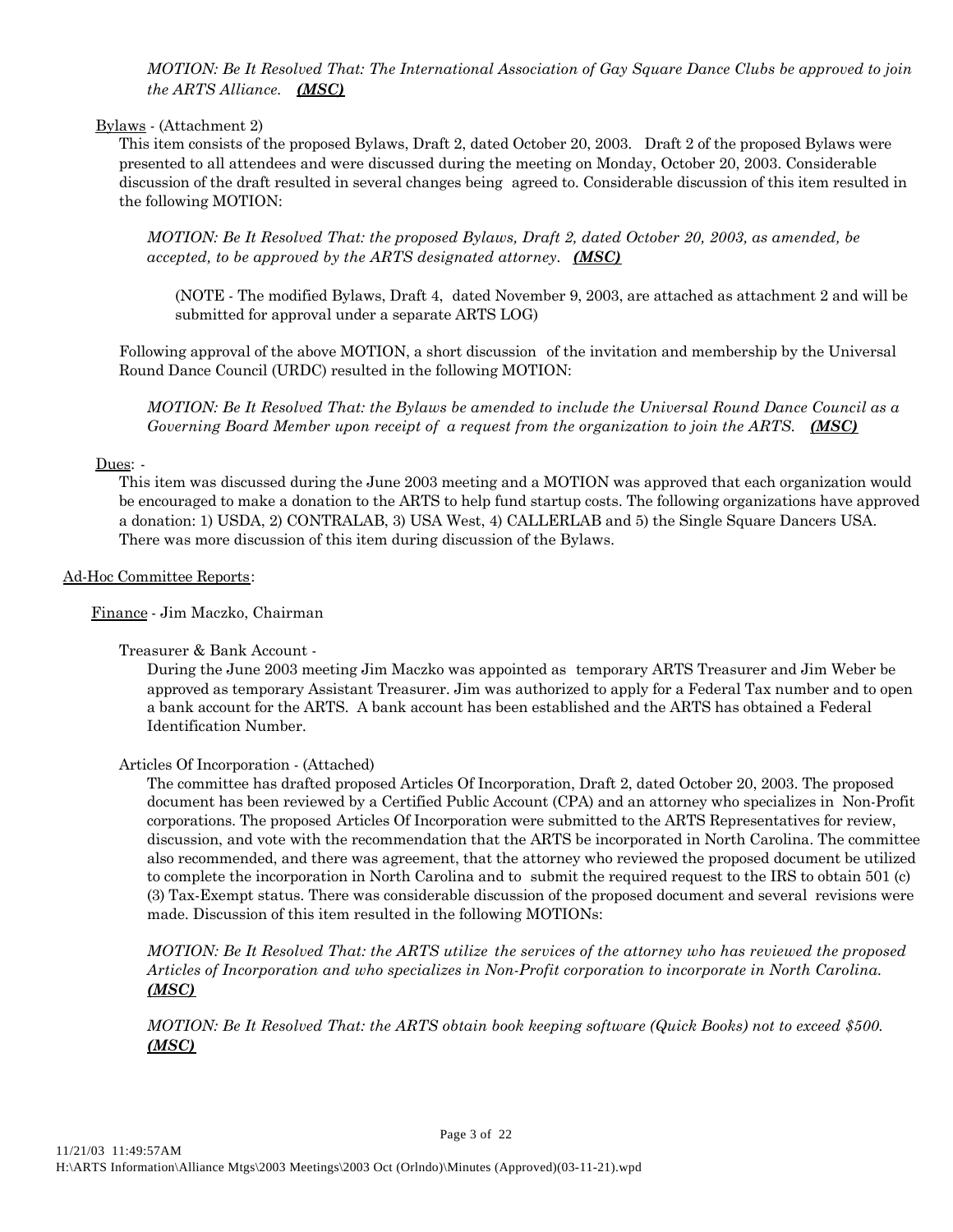*MOTION: Be It Resolved That: The International Association of Gay Square Dance Clubs be approved to join the ARTS Alliance.* ***(MSC)***

Bylaws - (Attachment 2)

This item consists of the proposed Bylaws, Draft 2, dated October 20, 2003. Draft 2 of the proposed Bylaws were presented to all attendees and were discussed during the meeting on Monday, October 20, 2003. Considerable discussion of the draft resulted in several changes being agreed to. Considerable discussion of this item resulted in the following MOTION:

*MOTION: Be It Resolved That: the proposed Bylaws, Draft 2, dated October 20, 2003, as amended, be accepted, to be approved by the ARTS designated attorney.* ***(MSC)***

(NOTE - The modified Bylaws, Draft 4, dated November 9, 2003, are attached as attachment 2 and will be submitted for approval under a separate ARTS LOG)

Following approval of the above MOTION, a short discussion of the invitation and membership by the Universal Round Dance Council (URDC) resulted in the following MOTION:

*MOTION: Be It Resolved That: the Bylaws be amended to include the Universal Round Dance Council as a Governing Board Member upon receipt of a request from the organization to join the ARTS.* ***(MSC)***

Dues: -

This item was discussed during the June 2003 meeting and a MOTION was approved that each organization would be encouraged to make a donation to the ARTS to help fund startup costs. The following organizations have approved a donation: 1) USDA, 2) CONTRALAB, 3) USA West, 4) CALLERLAB and 5) the Single Square Dancers USA. There was more discussion of this item during discussion of the Bylaws.

Ad-Hoc Committee Reports:

Finance - Jim Maczko, Chairman

Treasurer & Bank Account -

During the June 2003 meeting Jim Maczko was appointed as temporary ARTS Treasurer and Jim Weber be approved as temporary Assistant Treasurer. Jim was authorized to apply for a Federal Tax number and to open a bank account for the ARTS. A bank account has been established and the ARTS has obtained a Federal Identification Number.

Articles Of Incorporation - (Attached)

The committee has drafted proposed Articles Of Incorporation, Draft 2, dated October 20, 2003. The proposed document has been reviewed by a Certified Public Account (CPA) and an attorney who specializes in Non-Profit corporations. The proposed Articles Of Incorporation were submitted to the ARTS Representatives for review, discussion, and vote with the recommendation that the ARTS be incorporated in North Carolina. The committee also recommended, and there was agreement, that the attorney who reviewed the proposed document be utilized to complete the incorporation in North Carolina and to submit the required request to the IRS to obtain 501 (c) (3) Tax-Exempt status. There was considerable discussion of the proposed document and several revisions were made. Discussion of this item resulted in the following MOTIONs:

*MOTION: Be It Resolved That: the ARTS utilize the services of the attorney who has reviewed the proposed Articles of Incorporation and who specializes in Non-Profit corporation to incorporate in North Carolina.* ***(MSC)***

*MOTION: Be It Resolved That: the ARTS obtain book keeping software (Quick Books) not to exceed $500.* ***(MSC)***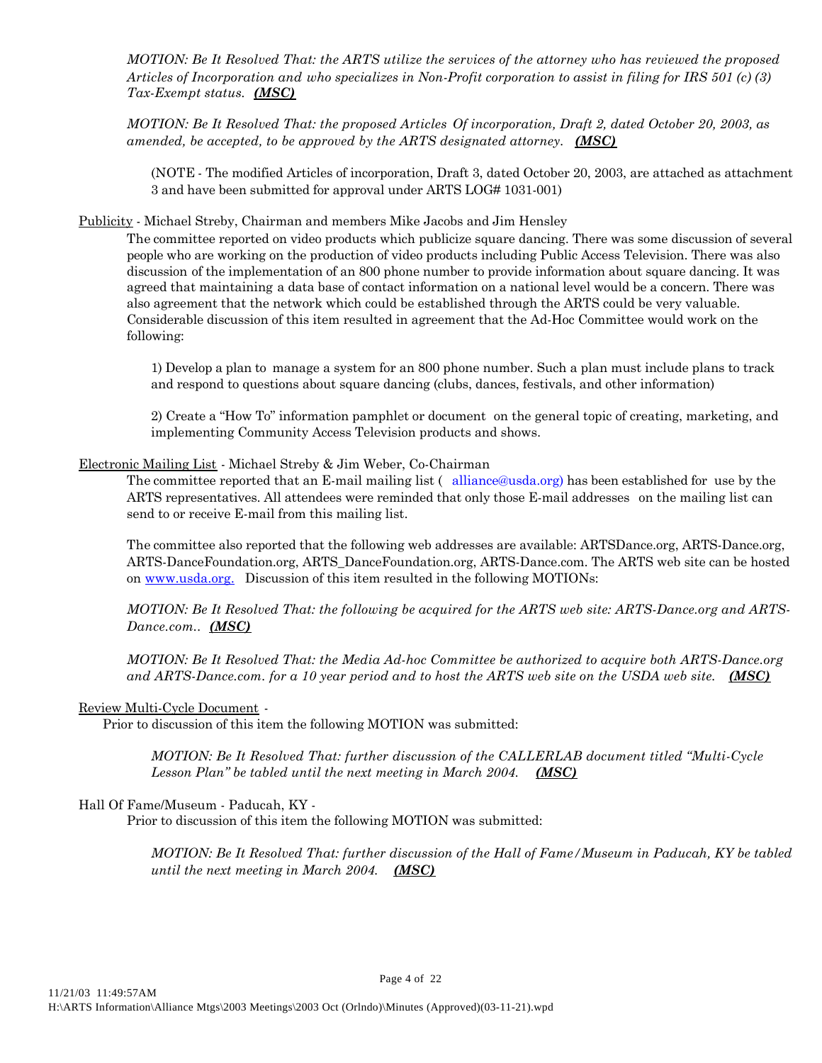*MOTION: Be It Resolved That: the ARTS utilize the services of the attorney who has reviewed the proposed Articles of Incorporation and who specializes in Non-Profit corporation to assist in filing for IRS 501 (c) (3) Tax-Exempt status.* ***(MSC)***

*MOTION: Be It Resolved That: the proposed Articles Of incorporation, Draft 2, dated October 20, 2003, as amended, be accepted, to be approved by the ARTS designated attorney.* ***(MSC)***

(NOTE - The modified Articles of incorporation, Draft 3, dated October 20, 2003, are attached as attachment 3 and have been submitted for approval under ARTS LOG# 1031-001)

Publicity - Michael Streby, Chairman and members Mike Jacobs and Jim Hensley

The committee reported on video products which publicize square dancing. There was some discussion of several people who are working on the production of video products including Public Access Television. There was also discussion of the implementation of an 800 phone number to provide information about square dancing. It was agreed that maintaining a data base of contact information on a national level would be a concern. There was also agreement that the network which could be established through the ARTS could be very valuable. Considerable discussion of this item resulted in agreement that the Ad-Hoc Committee would work on the following:

1) Develop a plan to manage a system for an 800 phone number. Such a plan must include plans to track and respond to questions about square dancing (clubs, dances, festivals, and other information)

2) Create a "How To" information pamphlet or document on the general topic of creating, marketing, and implementing Community Access Television products and shows.

Electronic Mailing List - Michael Streby & Jim Weber, Co-Chairman

The committee reported that an E-mail mailing list ( alliance@usda.org) has been established for use by the ARTS representatives. All attendees were reminded that only those E-mail addresses on the mailing list can send to or receive E-mail from this mailing list.

The committee also reported that the following web addresses are available: ARTSDance.org, ARTS-Dance.org, ARTS-DanceFoundation.org, ARTS_DanceFoundation.org, ARTS-Dance.com. The ARTS web site can be hosted on www.usda.org. Discussion of this item resulted in the following MOTIONs:

*MOTION: Be It Resolved That: the following be acquired for the ARTS web site: ARTS-Dance.org and ARTS-Dance.com..* ***(MSC)***

*MOTION: Be It Resolved That: the Media Ad-hoc Committee be authorized to acquire both ARTS-Dance.org and ARTS-Dance.com. for a 10 year period and to host the ARTS web site on the USDA web site.* ***(MSC)***

Review Multi-Cycle Document -

Prior to discussion of this item the following MOTION was submitted:

*MOTION: Be It Resolved That: further discussion of the CALLERLAB document titled "Multi-Cycle Lesson Plan" be tabled until the next meeting in March 2004.* ***(MSC)***

Hall Of Fame/Museum - Paducah, KY -

Prior to discussion of this item the following MOTION was submitted:

*MOTION: Be It Resolved That: further discussion of the Hall of Fame/Museum in Paducah, KY be tabled until the next meeting in March 2004.* ***(MSC)***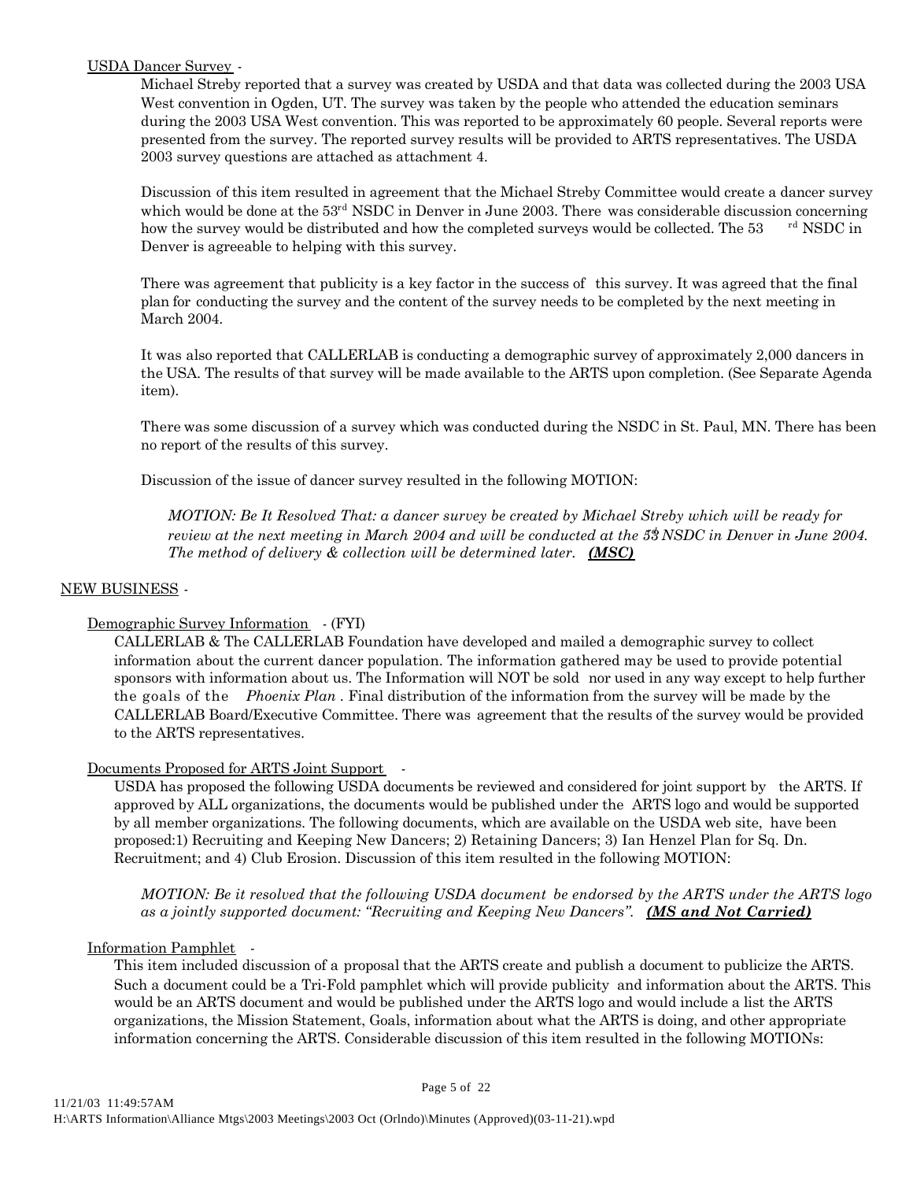USDA Dancer Survey -

Michael Streby reported that a survey was created by USDA and that data was collected during the 2003 USA West convention in Ogden, UT. The survey was taken by the people who attended the education seminars during the 2003 USA West convention. This was reported to be approximately 60 people. Several reports were presented from the survey. The reported survey results will be provided to ARTS representatives. The USDA 2003 survey questions are attached as attachment 4.

Discussion of this item resulted in agreement that the Michael Streby Committee would create a dancer survey which would be done at the 53rd NSDC in Denver in June 2003. There was considerable discussion concerning how the survey would be distributed and how the completed surveys would be collected. The 53rd NSDC in Denver is agreeable to helping with this survey.

There was agreement that publicity is a key factor in the success of this survey. It was agreed that the final plan for conducting the survey and the content of the survey needs to be completed by the next meeting in March 2004.

It was also reported that CALLERLAB is conducting a demographic survey of approximately 2,000 dancers in the USA. The results of that survey will be made available to the ARTS upon completion. (See Separate Agenda item).

There was some discussion of a survey which was conducted during the NSDC in St. Paul, MN. There has been no report of the results of this survey.

Discussion of the issue of dancer survey resulted in the following MOTION:

> *MOTION: Be It Resolved That: a dancer survey be created by Michael Streby which will be ready for review at the next meeting in March 2004 and will be conducted at the 53rd NSDC in Denver in June 2004. The method of delivery & collection will be determined later.* ***(MSC)***

NEW BUSINESS -

Demographic Survey Information - (FYI)

CALLERLAB & The CALLERLAB Foundation have developed and mailed a demographic survey to collect information about the current dancer population. The information gathered may be used to provide potential sponsors with information about us. The Information will NOT be sold nor used in any way except to help further the goals of the *Phoenix Plan*. Final distribution of the information from the survey will be made by the CALLERLAB Board/Executive Committee. There was agreement that the results of the survey would be provided to the ARTS representatives.

Documents Proposed for ARTS Joint Support -

USDA has proposed the following USDA documents be reviewed and considered for joint support by the ARTS. If approved by ALL organizations, the documents would be published under the ARTS logo and would be supported by all member organizations. The following documents, which are available on the USDA web site, have been proposed:1) Recruiting and Keeping New Dancers; 2) Retaining Dancers; 3) Ian Henzel Plan for Sq. Dn. Recruitment; and 4) Club Erosion. Discussion of this item resulted in the following MOTION:

> *MOTION: Be it resolved that the following USDA document be endorsed by the ARTS under the ARTS logo as a jointly supported document: "Recruiting and Keeping New Dancers".* ***(MS and Not Carried)***

Information Pamphlet -

This item included discussion of a proposal that the ARTS create and publish a document to publicize the ARTS. Such a document could be a Tri-Fold pamphlet which will provide publicity and information about the ARTS. This would be an ARTS document and would be published under the ARTS logo and would include a list the ARTS organizations, the Mission Statement, Goals, information about what the ARTS is doing, and other appropriate information concerning the ARTS. Considerable discussion of this item resulted in the following MOTIONs: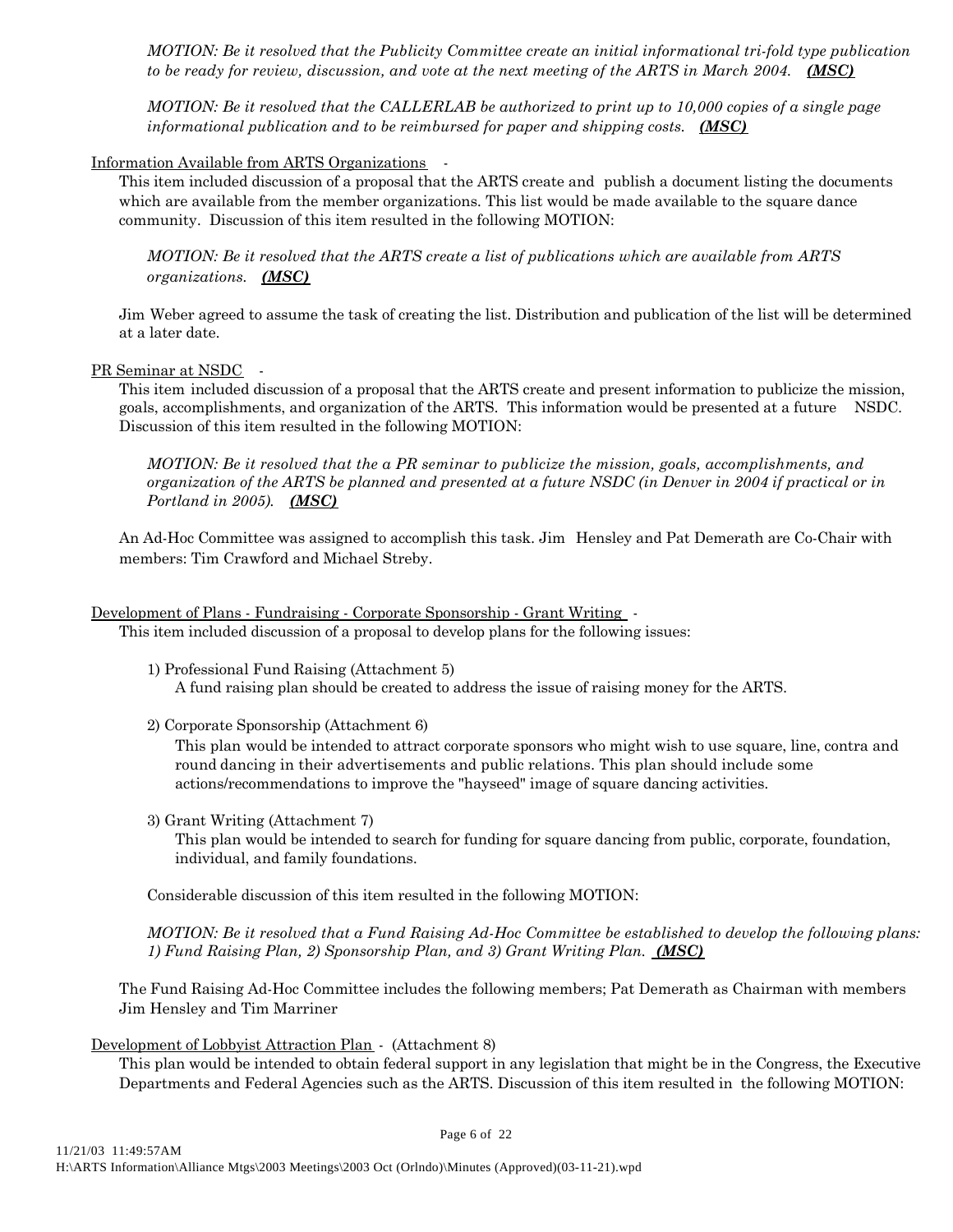*MOTION: Be it resolved that the Publicity Committee create an initial informational tri-fold type publication to be ready for review, discussion, and vote at the next meeting of the ARTS in March 2004.* ***(MSC)***

*MOTION: Be it resolved that the CALLERLAB be authorized to print up to 10,000 copies of a single page informational publication and to be reimbursed for paper and shipping costs.* ***(MSC)***

<u>Information Available from ARTS Organizations</u> -

This item included discussion of a proposal that the ARTS create and publish a document listing the documents which are available from the member organizations. This list would be made available to the square dance community. Discussion of this item resulted in the following MOTION:

*MOTION: Be it resolved that the ARTS create a list of publications which are available from ARTS organizations.* ***(MSC)***

Jim Weber agreed to assume the task of creating the list. Distribution and publication of the list will be determined at a later date.

<u>PR Seminar at NSDC</u> -

This item included discussion of a proposal that the ARTS create and present information to publicize the mission, goals, accomplishments, and organization of the ARTS. This information would be presented at a future NSDC. Discussion of this item resulted in the following MOTION:

*MOTION: Be it resolved that the a PR seminar to publicize the mission, goals, accomplishments, and organization of the ARTS be planned and presented at a future NSDC (in Denver in 2004 if practical or in Portland in 2005).* ***(MSC)***

An Ad-Hoc Committee was assigned to accomplish this task. Jim Hensley and Pat Demerath are Co-Chair with members: Tim Crawford and Michael Streby.

<u>Development of Plans - Fundraising - Corporate Sponsorship - Grant Writing</u> -

This item included discussion of a proposal to develop plans for the following issues:

1) Professional Fund Raising (Attachment 5)
   A fund raising plan should be created to address the issue of raising money for the ARTS.

2) Corporate Sponsorship (Attachment 6)
   This plan would be intended to attract corporate sponsors who might wish to use square, line, contra and round dancing in their advertisements and public relations. This plan should include some actions/recommendations to improve the "hayseed" image of square dancing activities.

3) Grant Writing (Attachment 7)
   This plan would be intended to search for funding for square dancing from public, corporate, foundation, individual, and family foundations.

Considerable discussion of this item resulted in the following MOTION:

*MOTION: Be it resolved that a Fund Raising Ad-Hoc Committee be established to develop the following plans: 1) Fund Raising Plan, 2) Sponsorship Plan, and 3) Grant Writing Plan.* ***(MSC)***

The Fund Raising Ad-Hoc Committee includes the following members; Pat Demerath as Chairman with members Jim Hensley and Tim Marriner

<u>Development of Lobbyist Attraction Plan</u> - (Attachment 8)

This plan would be intended to obtain federal support in any legislation that might be in the Congress, the Executive Departments and Federal Agencies such as the ARTS. Discussion of this item resulted in the following MOTION:

11/21/03 11:49:57AM
H:\ARTS Information\Alliance Mtgs\2003 Meetings\2003 Oct (Orlndo)\Minutes (Approved)(03-11-21).wpd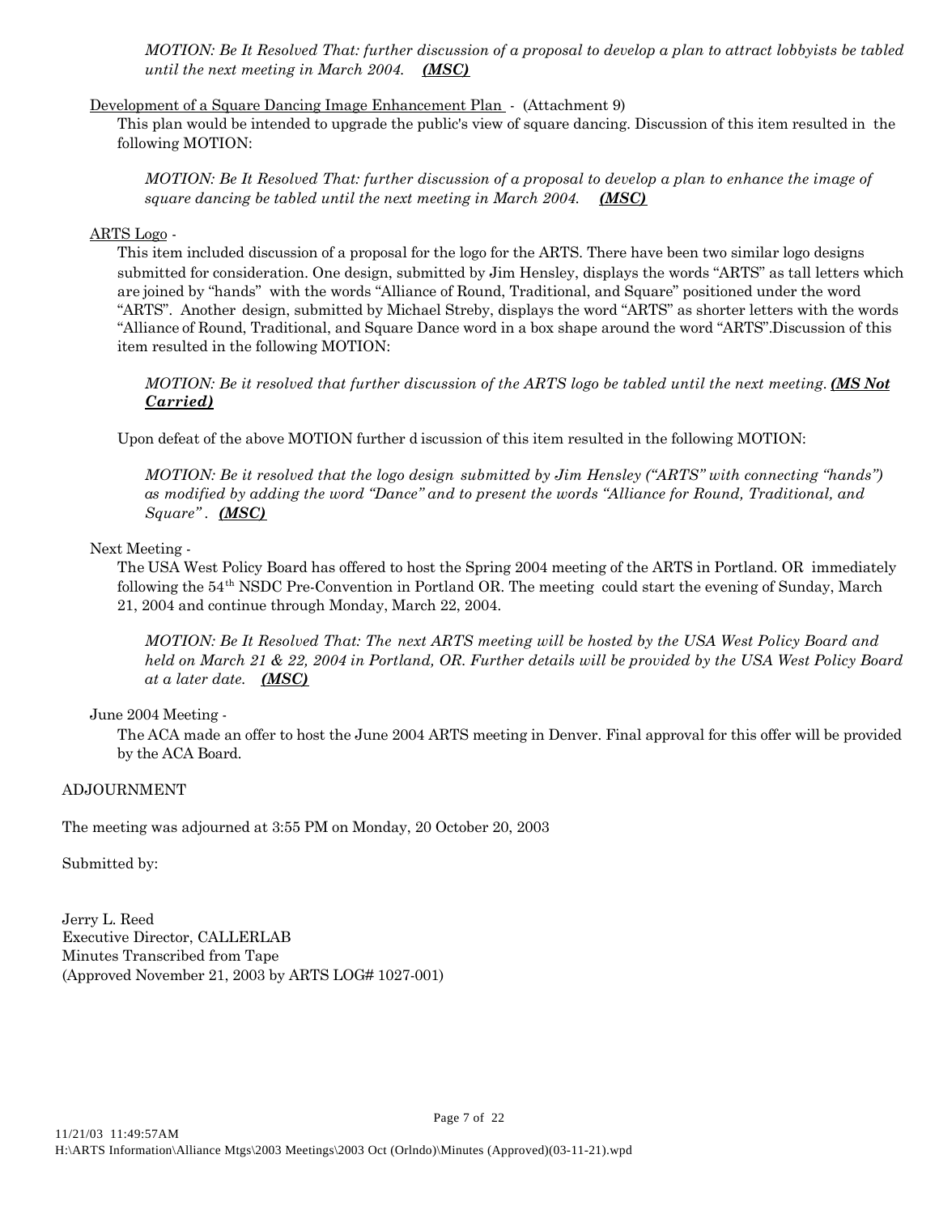*MOTION: Be It Resolved That: further discussion of a proposal to develop a plan to attract lobbyists be tabled until the next meeting in March 2004.* ***(MSC)***

Development of a Square Dancing Image Enhancement Plan - (Attachment 9)

This plan would be intended to upgrade the public's view of square dancing. Discussion of this item resulted in the following MOTION:

*MOTION: Be It Resolved That: further discussion of a proposal to develop a plan to enhance the image of square dancing be tabled until the next meeting in March 2004.* ***(MSC)***

ARTS Logo -

This item included discussion of a proposal for the logo for the ARTS. There have been two similar logo designs submitted for consideration. One design, submitted by Jim Hensley, displays the words "ARTS" as tall letters which are joined by "hands" with the words "Alliance of Round, Traditional, and Square" positioned under the word "ARTS". Another design, submitted by Michael Streby, displays the word "ARTS" as shorter letters with the words "Alliance of Round, Traditional, and Square Dance word in a box shape around the word "ARTS".Discussion of this item resulted in the following MOTION:

*MOTION: Be it resolved that further discussion of the ARTS logo be tabled until the next meeting.* ***(MS Not Carried)***

Upon defeat of the above MOTION further d iscussion of this item resulted in the following MOTION:

*MOTION: Be it resolved that the logo design submitted by Jim Hensley ("ARTS" with connecting "hands") as modified by adding the word "Dance" and to present the words "Alliance for Round, Traditional, and Square".* ***(MSC)***

Next Meeting -

The USA West Policy Board has offered to host the Spring 2004 meeting of the ARTS in Portland. OR immediately following the 54th NSDC Pre-Convention in Portland OR. The meeting could start the evening of Sunday, March 21, 2004 and continue through Monday, March 22, 2004.

*MOTION: Be It Resolved That: The next ARTS meeting will be hosted by the USA West Policy Board and held on March 21 & 22, 2004 in Portland, OR. Further details will be provided by the USA West Policy Board at a later date.* ***(MSC)***

June 2004 Meeting -

The ACA made an offer to host the June 2004 ARTS meeting in Denver. Final approval for this offer will be provided by the ACA Board.

ADJOURNMENT

The meeting was adjourned at 3:55 PM on Monday, 20 October 20, 2003

Submitted by:

Jerry L. Reed
Executive Director, CALLERLAB
Minutes Transcribed from Tape
(Approved November 21, 2003 by ARTS LOG# 1027-001)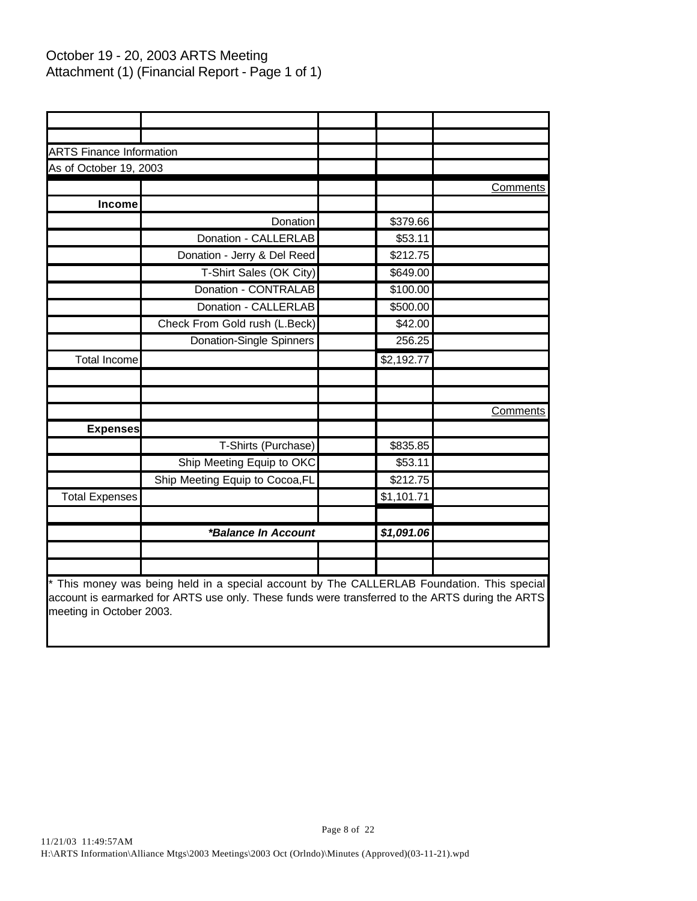October 19 - 20, 2003 ARTS Meeting
Attachment (1) (Financial Report - Page 1 of 1)

| | | | | |
|---|---|---|---|---|
| ARTS Finance Information | | | | |
| As of October 19, 2003 | | | | |
| | | | | Comments |
| **Income** | | | | |
| | Donation | | $379.66 | |
| | Donation - CALLERLAB | | $53.11 | |
| | Donation - Jerry & Del Reed | | $212.75 | |
| | T-Shirt Sales (OK City) | | $649.00 | |
| | Donation - CONTRALAB | | $100.00 | |
| | Donation - CALLERLAB | | $500.00 | |
| | Check From Gold rush (L.Beck) | | $42.00 | |
| | Donation-Single Spinners | | 256.25 | |
| Total Income | | | $2,192.77 | |
| | | | | |
| | | | | Comments |
| **Expenses** | | | | |
| | T-Shirts (Purchase) | | $835.85 | |
| | Ship Meeting Equip to OKC | | $53.11 | |
| | Ship Meeting Equip to Cocoa,FL | | $212.75 | |
| Total Expenses | | | $1,101.71 | |
| | | | | |
| | ***\*Balance In Account*** | | ***$1,091.06*** | |

\* This money was being held in a special account by The CALLERLAB Foundation. This special account is earmarked for ARTS use only. These funds were transferred to the ARTS during the ARTS meeting in October 2003.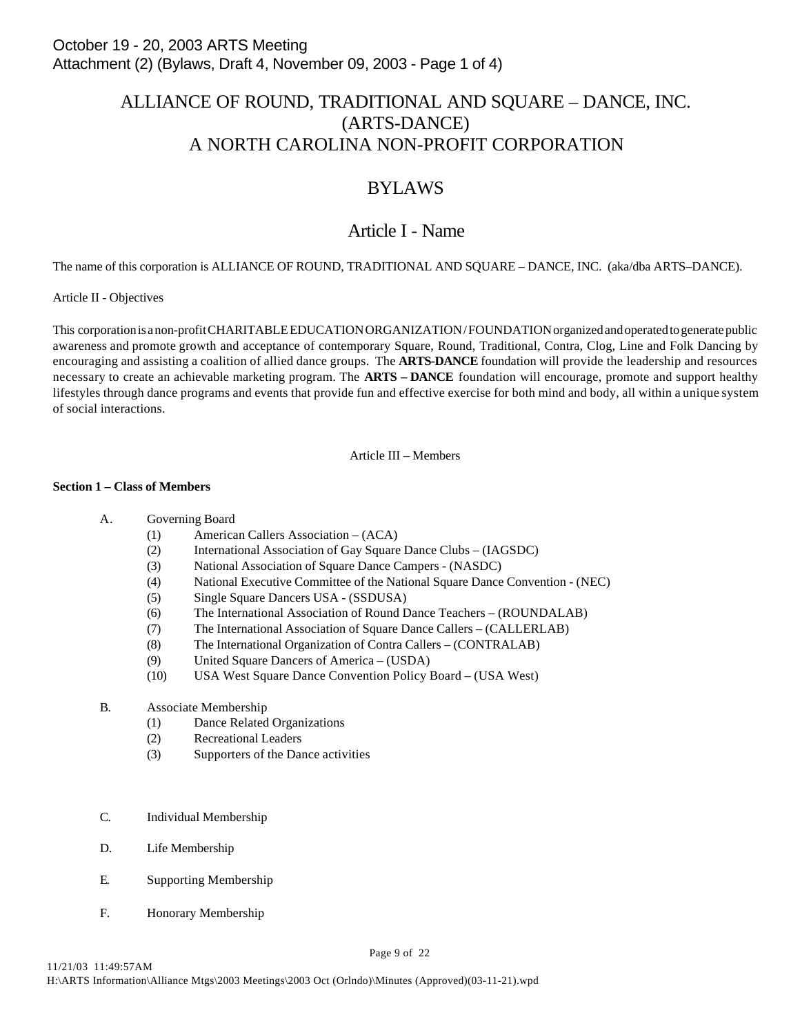October 19 - 20, 2003 ARTS Meeting
Attachment (2) (Bylaws, Draft 4, November 09, 2003 - Page 1 of 4)

# ALLIANCE OF ROUND, TRADITIONAL AND SQUARE – DANCE, INC. (ARTS-DANCE) A NORTH CAROLINA NON-PROFIT CORPORATION

# BYLAWS

## Article I - Name

The name of this corporation is ALLIANCE OF ROUND, TRADITIONAL AND SQUARE – DANCE, INC. (aka/dba ARTS–DANCE).

Article II - Objectives

This corporation is a non-profit CHARITABLE EDUCATION ORGANIZATION / FOUNDATION organized and operated to generate public awareness and promote growth and acceptance of contemporary Square, Round, Traditional, Contra, Clog, Line and Folk Dancing by encouraging and assisting a coalition of allied dance groups. The **ARTS-DANCE** foundation will provide the leadership and resources necessary to create an achievable marketing program. The **ARTS – DANCE** foundation will encourage, promote and support healthy lifestyles through dance programs and events that provide fun and effective exercise for both mind and body, all within a unique system of social interactions.

Article III – Members

**Section 1 – Class of Members**

A. Governing Board
   (1) American Callers Association – (ACA)
   (2) International Association of Gay Square Dance Clubs – (IAGSDC)
   (3) National Association of Square Dance Campers - (NASDC)
   (4) National Executive Committee of the National Square Dance Convention - (NEC)
   (5) Single Square Dancers USA - (SSDUSA)
   (6) The International Association of Round Dance Teachers – (ROUNDALAB)
   (7) The International Association of Square Dance Callers – (CALLERLAB)
   (8) The International Organization of Contra Callers – (CONTRALAB)
   (9) United Square Dancers of America – (USDA)
   (10) USA West Square Dance Convention Policy Board – (USA West)

B. Associate Membership
   (1) Dance Related Organizations
   (2) Recreational Leaders
   (3) Supporters of the Dance activities

C. Individual Membership

D. Life Membership

E. Supporting Membership

F. Honorary Membership

11/21/03 11:49:57AM
H:\ARTS Information\Alliance Mtgs\2003 Meetings\2003 Oct (Orlndo)\Minutes (Approved)(03-11-21).wpd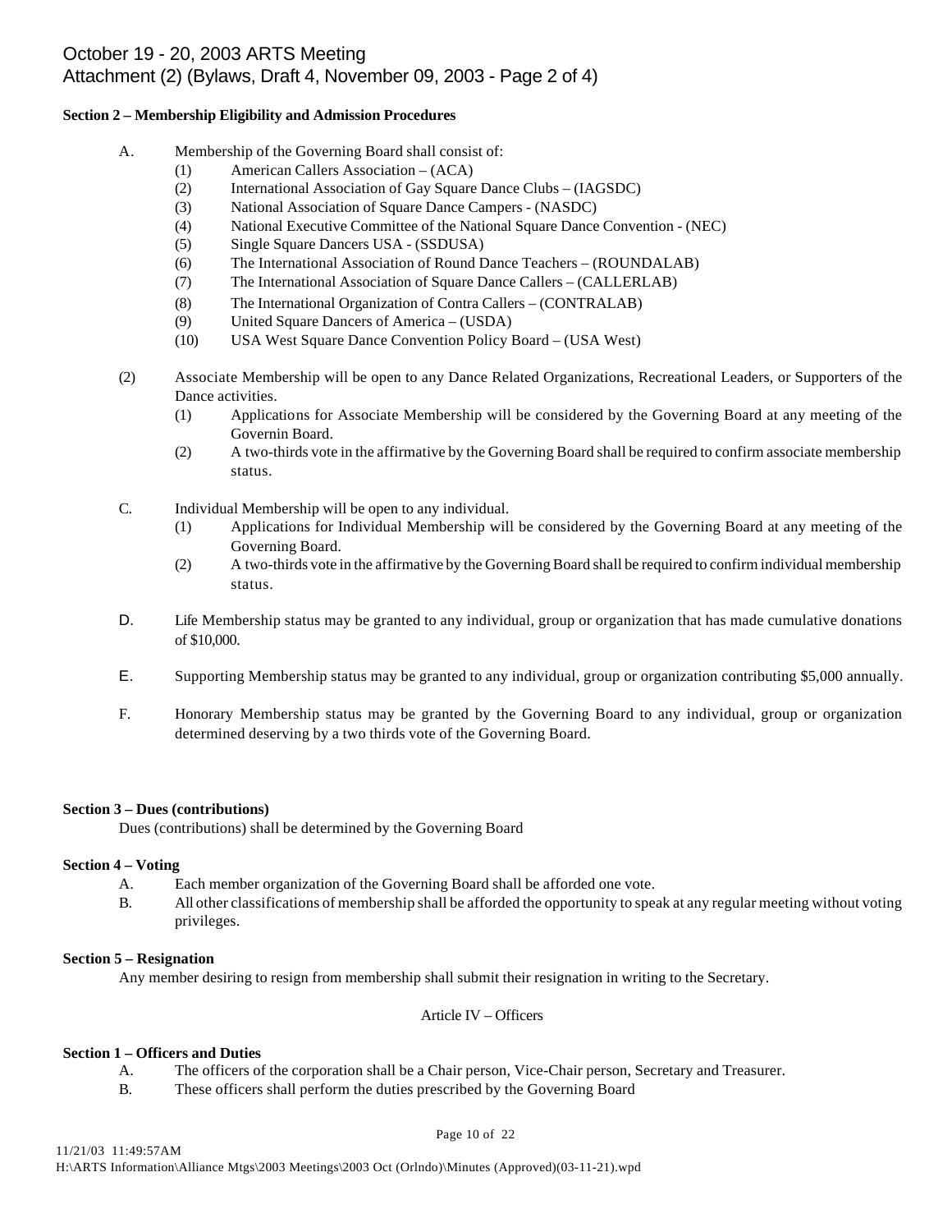October 19 - 20, 2003 ARTS Meeting
Attachment (2) (Bylaws, Draft 4, November 09, 2003 - Page 2 of 4)

**Section 2 – Membership Eligibility and Admission Procedures**

A. Membership of the Governing Board shall consist of:
   (1) American Callers Association – (ACA)
   (2) International Association of Gay Square Dance Clubs – (IAGSDC)
   (3) National Association of Square Dance Campers - (NASDC)
   (4) National Executive Committee of the National Square Dance Convention - (NEC)
   (5) Single Square Dancers USA - (SSDUSA)
   (6) The International Association of Round Dance Teachers – (ROUNDALAB)
   (7) The International Association of Square Dance Callers – (CALLERLAB)
   (8) The International Organization of Contra Callers – (CONTRALAB)
   (9) United Square Dancers of America – (USDA)
   (10) USA West Square Dance Convention Policy Board – (USA West)

(2) Associate Membership will be open to any Dance Related Organizations, Recreational Leaders, or Supporters of the Dance activities.
   (1) Applications for Associate Membership will be considered by the Governing Board at any meeting of the Governin Board.
   (2) A two-thirds vote in the affirmative by the Governing Board shall be required to confirm associate membership status.

C. Individual Membership will be open to any individual.
   (1) Applications for Individual Membership will be considered by the Governing Board at any meeting of the Governing Board.
   (2) A two-thirds vote in the affirmative by the Governing Board shall be required to confirm individual membership status.

D. Life Membership status may be granted to any individual, group or organization that has made cumulative donations of $10,000.

E. Supporting Membership status may be granted to any individual, group or organization contributing $5,000 annually.

F. Honorary Membership status may be granted by the Governing Board to any individual, group or organization determined deserving by a two thirds vote of the Governing Board.

**Section 3 – Dues (contributions)**

Dues (contributions) shall be determined by the Governing Board

**Section 4 – Voting**

A. Each member organization of the Governing Board shall be afforded one vote.
B. All other classifications of membership shall be afforded the opportunity to speak at any regular meeting without voting privileges.

**Section 5 – Resignation**

Any member desiring to resign from membership shall submit their resignation in writing to the Secretary.

## Article IV – Officers

**Section 1 – Officers and Duties**

A. The officers of the corporation shall be a Chair person, Vice-Chair person, Secretary and Treasurer.
B. These officers shall perform the duties prescribed by the Governing Board

11/21/03 11:49:57AM
H:\ARTS Information\Alliance Mtgs\2003 Meetings\2003 Oct (Orlndo)\Minutes (Approved)(03-11-21).wpd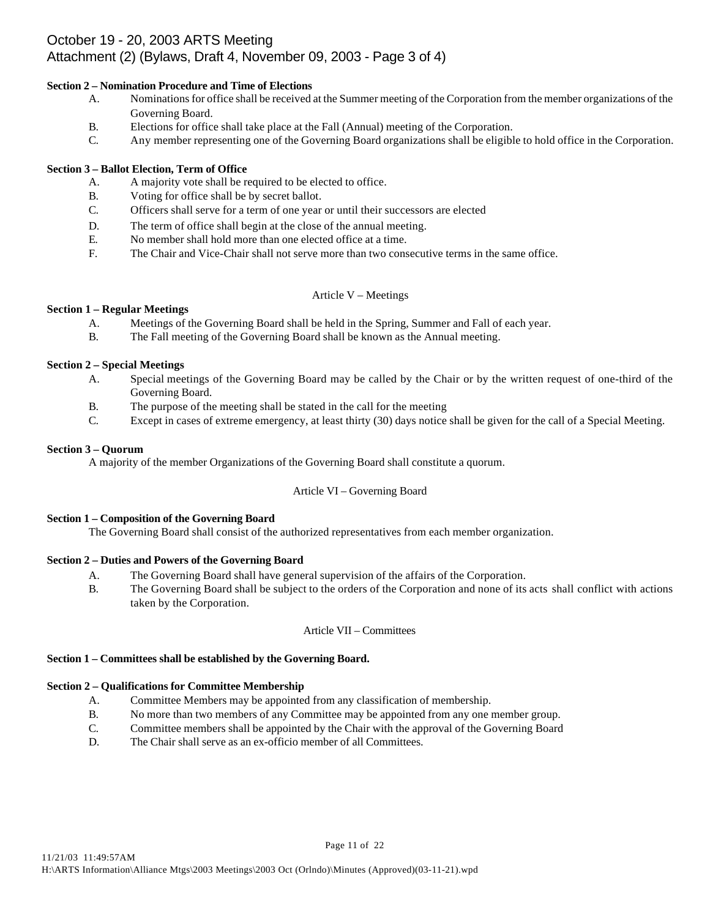**Section 2 – Nomination Procedure and Time of Elections**

A. Nominations for office shall be received at the Summer meeting of the Corporation from the member organizations of the Governing Board.

B. Elections for office shall take place at the Fall (Annual) meeting of the Corporation.

C. Any member representing one of the Governing Board organizations shall be eligible to hold office in the Corporation.

**Section 3 – Ballot Election, Term of Office**

A. A majority vote shall be required to be elected to office.

B. Voting for office shall be by secret ballot.

C. Officers shall serve for a term of one year or until their successors are elected

D. The term of office shall begin at the close of the annual meeting.

E. No member shall hold more than one elected office at a time.

F. The Chair and Vice-Chair shall not serve more than two consecutive terms in the same office.

## Article V – Meetings

**Section 1 – Regular Meetings**

A. Meetings of the Governing Board shall be held in the Spring, Summer and Fall of each year.

B. The Fall meeting of the Governing Board shall be known as the Annual meeting.

**Section 2 – Special Meetings**

A. Special meetings of the Governing Board may be called by the Chair or by the written request of one-third of the Governing Board.

B. The purpose of the meeting shall be stated in the call for the meeting

C. Except in cases of extreme emergency, at least thirty (30) days notice shall be given for the call of a Special Meeting.

**Section 3 – Quorum**

A majority of the member Organizations of the Governing Board shall constitute a quorum.

## Article VI – Governing Board

**Section 1 – Composition of the Governing Board**

The Governing Board shall consist of the authorized representatives from each member organization.

**Section 2 – Duties and Powers of the Governing Board**

A. The Governing Board shall have general supervision of the affairs of the Corporation.

B. The Governing Board shall be subject to the orders of the Corporation and none of its acts shall conflict with actions taken by the Corporation.

## Article VII – Committees

**Section 1 – Committees shall be established by the Governing Board.**

**Section 2 – Qualifications for Committee Membership**

A. Committee Members may be appointed from any classification of membership.

B. No more than two members of any Committee may be appointed from any one member group.

C. Committee members shall be appointed by the Chair with the approval of the Governing Board

D. The Chair shall serve as an ex-officio member of all Committees.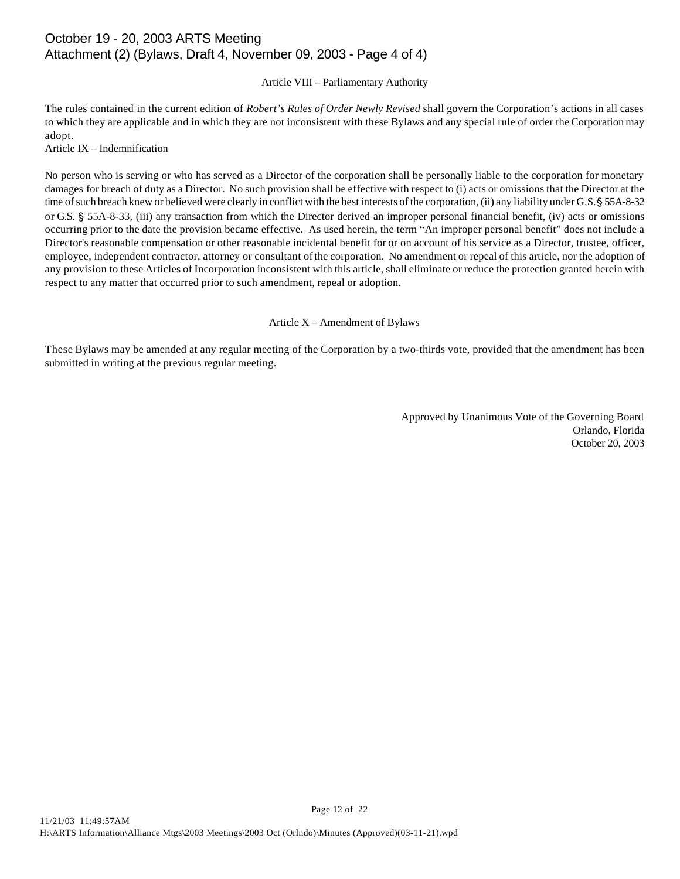Article VIII – Parliamentary Authority

The rules contained in the current edition of *Robert's Rules of Order Newly Revised* shall govern the Corporation's actions in all cases to which they are applicable and in which they are not inconsistent with these Bylaws and any special rule of order the Corporation may adopt.

Article IX – Indemnification

No person who is serving or who has served as a Director of the corporation shall be personally liable to the corporation for monetary damages for breach of duty as a Director. No such provision shall be effective with respect to (i) acts or omissions that the Director at the time of such breach knew or believed were clearly in conflict with the best interests of the corporation, (ii) any liability under G.S. § 55A-8-32 or G.S. § 55A-8-33, (iii) any transaction from which the Director derived an improper personal financial benefit, (iv) acts or omissions occurring prior to the date the provision became effective. As used herein, the term "An improper personal benefit" does not include a Director's reasonable compensation or other reasonable incidental benefit for or on account of his service as a Director, trustee, officer, employee, independent contractor, attorney or consultant of the corporation. No amendment or repeal of this article, nor the adoption of any provision to these Articles of Incorporation inconsistent with this article, shall eliminate or reduce the protection granted herein with respect to any matter that occurred prior to such amendment, repeal or adoption.

Article X – Amendment of Bylaws

These Bylaws may be amended at any regular meeting of the Corporation by a two-thirds vote, provided that the amendment has been submitted in writing at the previous regular meeting.

Approved by Unanimous Vote of the Governing Board
Orlando, Florida
October 20, 2003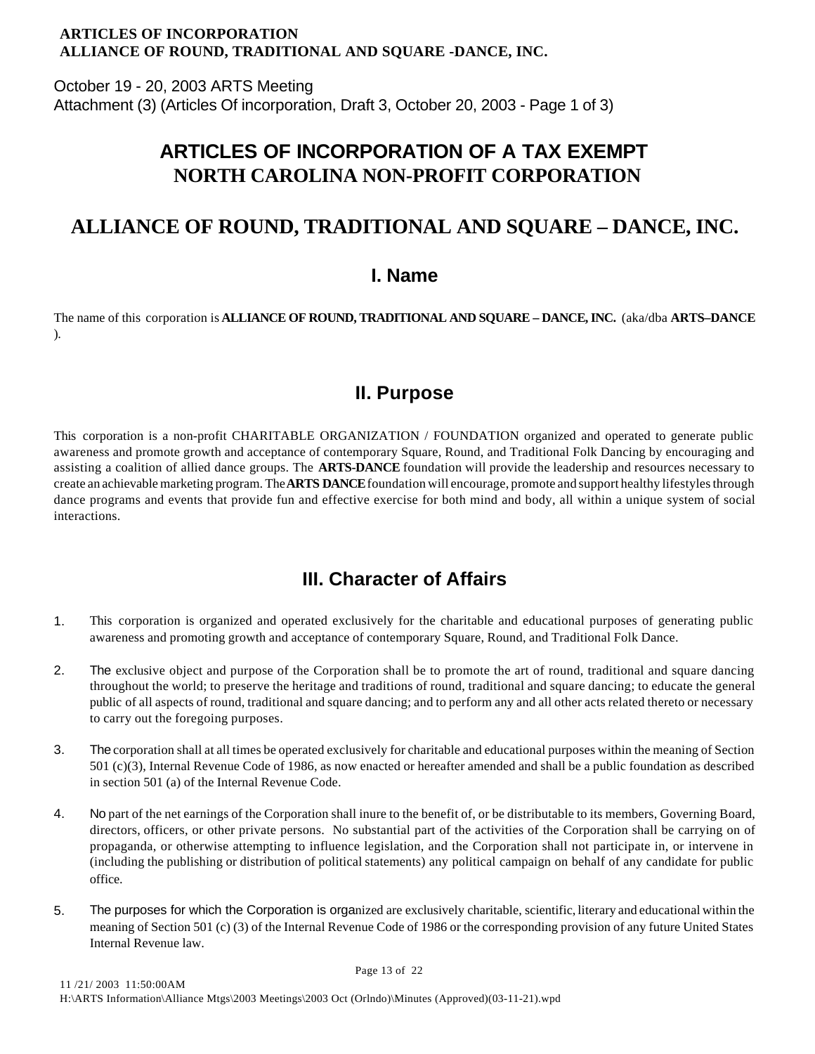**ARTICLES OF INCORPORATION**
**ALLIANCE OF ROUND, TRADITIONAL AND SQUARE -DANCE, INC.**

October 19 - 20, 2003 ARTS Meeting
Attachment (3) (Articles Of incorporation, Draft 3, October 20, 2003 - Page 1 of 3)

# ARTICLES OF INCORPORATION OF A TAX EXEMPT NORTH CAROLINA NON-PROFIT CORPORATION

# ALLIANCE OF ROUND, TRADITIONAL AND SQUARE – DANCE, INC.

## I. Name

The name of this corporation is **ALLIANCE OF ROUND, TRADITIONAL AND SQUARE – DANCE, INC.** (aka/dba **ARTS–DANCE** ).

## II. Purpose

This corporation is a non-profit CHARITABLE ORGANIZATION / FOUNDATION organized and operated to generate public awareness and promote growth and acceptance of contemporary Square, Round, and Traditional Folk Dancing by encouraging and assisting a coalition of allied dance groups. The **ARTS-DANCE** foundation will provide the leadership and resources necessary to create an achievable marketing program. The **ARTS DANCE** foundation will encourage, promote and support healthy lifestyles through dance programs and events that provide fun and effective exercise for both mind and body, all within a unique system of social interactions.

## III. Character of Affairs

1. This corporation is organized and operated exclusively for the charitable and educational purposes of generating public awareness and promoting growth and acceptance of contemporary Square, Round, and Traditional Folk Dance.

2. The exclusive object and purpose of the Corporation shall be to promote the art of round, traditional and square dancing throughout the world; to preserve the heritage and traditions of round, traditional and square dancing; to educate the general public of all aspects of round, traditional and square dancing; and to perform any and all other acts related thereto or necessary to carry out the foregoing purposes.

3. The corporation shall at all times be operated exclusively for charitable and educational purposes within the meaning of Section 501 (c)(3), Internal Revenue Code of 1986, as now enacted or hereafter amended and shall be a public foundation as described in section 501 (a) of the Internal Revenue Code.

4. No part of the net earnings of the Corporation shall inure to the benefit of, or be distributable to its members, Governing Board, directors, officers, or other private persons. No substantial part of the activities of the Corporation shall be carrying on of propaganda, or otherwise attempting to influence legislation, and the Corporation shall not participate in, or intervene in (including the publishing or distribution of political statements) any political campaign on behalf of any candidate for public office.

5. The purposes for which the Corporation is organized are exclusively charitable, scientific, literary and educational within the meaning of Section 501 (c) (3) of the Internal Revenue Code of 1986 or the corresponding provision of any future United States Internal Revenue law.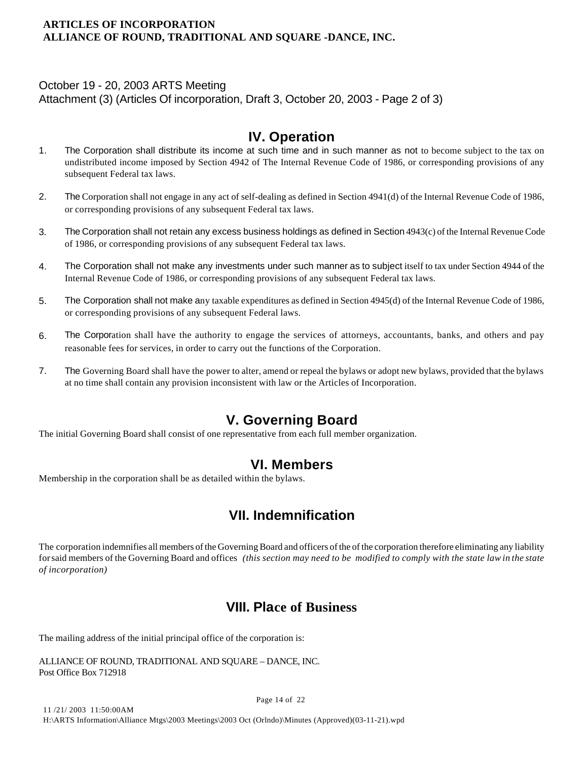**ARTICLES OF INCORPORATION**
**ALLIANCE OF ROUND, TRADITIONAL AND SQUARE -DANCE, INC.**

October 19 - 20, 2003 ARTS Meeting
Attachment (3) (Articles Of incorporation, Draft 3, October 20, 2003 - Page 2 of 3)

## IV. Operation

1. The Corporation shall distribute its income at such time and in such manner as not to become subject to the tax on undistributed income imposed by Section 4942 of The Internal Revenue Code of 1986, or corresponding provisions of any subsequent Federal tax laws.
2. The Corporation shall not engage in any act of self-dealing as defined in Section 4941(d) of the Internal Revenue Code of 1986, or corresponding provisions of any subsequent Federal tax laws.
3. The Corporation shall not retain any excess business holdings as defined in Section 4943(c) of the Internal Revenue Code of 1986, or corresponding provisions of any subsequent Federal tax laws.
4. The Corporation shall not make any investments under such manner as to subject itself to tax under Section 4944 of the Internal Revenue Code of 1986, or corresponding provisions of any subsequent Federal tax laws.
5. The Corporation shall not make any taxable expenditures as defined in Section 4945(d) of the Internal Revenue Code of 1986, or corresponding provisions of any subsequent Federal laws.
6. The Corporation shall have the authority to engage the services of attorneys, accountants, banks, and others and pay reasonable fees for services, in order to carry out the functions of the Corporation.
7. The Governing Board shall have the power to alter, amend or repeal the bylaws or adopt new bylaws, provided that the bylaws at no time shall contain any provision inconsistent with law or the Articles of Incorporation.

## V. Governing Board

The initial Governing Board shall consist of one representative from each full member organization.

## VI. Members

Membership in the corporation shall be as detailed within the bylaws.

## VII. Indemnification

The corporation indemnifies all members of the Governing Board and officers of the of the corporation therefore eliminating any liability for said members of the Governing Board and offices *(this section may need to be modified to comply with the state law in the state of incorporation)*

## VIII. Place of Business

The mailing address of the initial principal office of the corporation is:

ALLIANCE OF ROUND, TRADITIONAL AND SQUARE – DANCE, INC.
Post Office Box 712918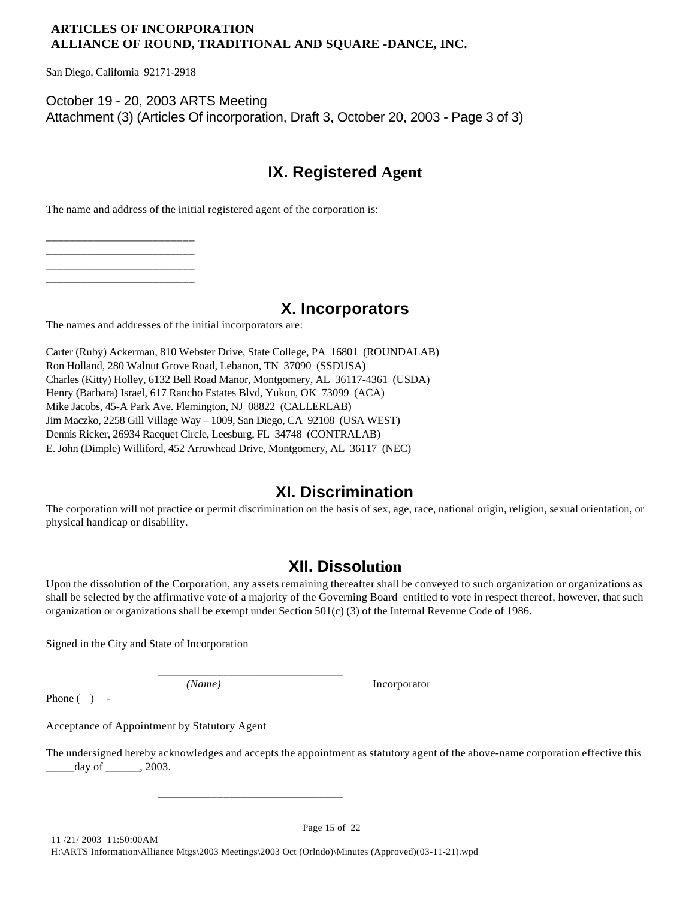**ARTICLES OF INCORPORATION**
**ALLIANCE OF ROUND, TRADITIONAL AND SQUARE -DANCE, INC.**

San Diego, California 92171-2918

October 19 - 20, 2003 ARTS Meeting
Attachment (3) (Articles Of incorporation, Draft 3, October 20, 2003 - Page 3 of 3)

## IX. Registered Agent

The name and address of the initial registered agent of the corporation is:

_________________________
_________________________
_________________________
_________________________

## X. Incorporators

The names and addresses of the initial incorporators are:

Carter (Ruby) Ackerman, 810 Webster Drive, State College, PA 16801 (ROUNDALAB)
Ron Holland, 280 Walnut Grove Road, Lebanon, TN 37090 (SSDUSA)
Charles (Kitty) Holley, 6132 Bell Road Manor, Montgomery, AL 36117-4361 (USDA)
Henry (Barbara) Israel, 617 Rancho Estates Blvd, Yukon, OK 73099 (ACA)
Mike Jacobs, 45-A Park Ave. Flemington, NJ 08822 (CALLERLAB)
Jim Maczko, 2258 Gill Village Way – 1009, San Diego, CA 92108 (USA WEST)
Dennis Ricker, 26934 Racquet Circle, Leesburg, FL 34748 (CONTRALAB)
E. John (Dimple) Williford, 452 Arrowhead Drive, Montgomery, AL 36117 (NEC)

## XI. Discrimination

The corporation will not practice or permit discrimination on the basis of sex, age, race, national origin, religion, sexual orientation, or physical handicap or disability.

## XII. Dissolution

Upon the dissolution of the Corporation, any assets remaining thereafter shall be conveyed to such organization or organizations as shall be selected by the affirmative vote of a majority of the Governing Board entitled to vote in respect thereof, however, that such organization or organizations shall be exempt under Section 501(c) (3) of the Internal Revenue Code of 1986.

Signed in the City and State of Incorporation

_______________________________
*(Name)* Incorporator

Phone ( ) -

Acceptance of Appointment by Statutory Agent

The undersigned hereby acknowledges and accepts the appointment as statutory agent of the above-name corporation effective this _____day of ______, 2003.

_______________________________

11 /21/ 2003 11:50:00AM
H:\ARTS Information\Alliance Mtgs\2003 Meetings\2003 Oct (Orlndo)\Minutes (Approved)(03-11-21).wpd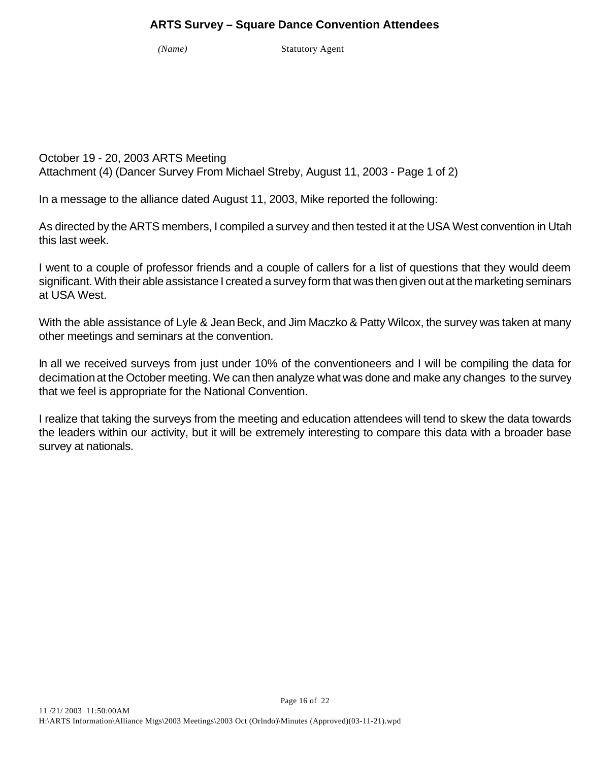## ARTS Survey – Square Dance Convention Attendees

*(Name)* Statutory Agent

October 19 - 20, 2003 ARTS Meeting
Attachment (4) (Dancer Survey From Michael Streby, August 11, 2003 - Page 1 of 2)

In a message to the alliance dated August 11, 2003, Mike reported the following:

As directed by the ARTS members, I compiled a survey and then tested it at the USA West convention in Utah this last week.

I went to a couple of professor friends and a couple of callers for a list of questions that they would deem significant. With their able assistance I created a survey form that was then given out at the marketing seminars at USA West.

With the able assistance of Lyle & Jean Beck, and Jim Maczko & Patty Wilcox, the survey was taken at many other meetings and seminars at the convention.

In all we received surveys from just under 10% of the conventioneers and I will be compiling the data for decimation at the October meeting. We can then analyze what was done and make any changes to the survey that we feel is appropriate for the National Convention.

I realize that taking the surveys from the meeting and education attendees will tend to skew the data towards the leaders within our activity, but it will be extremely interesting to compare this data with a broader base survey at nationals.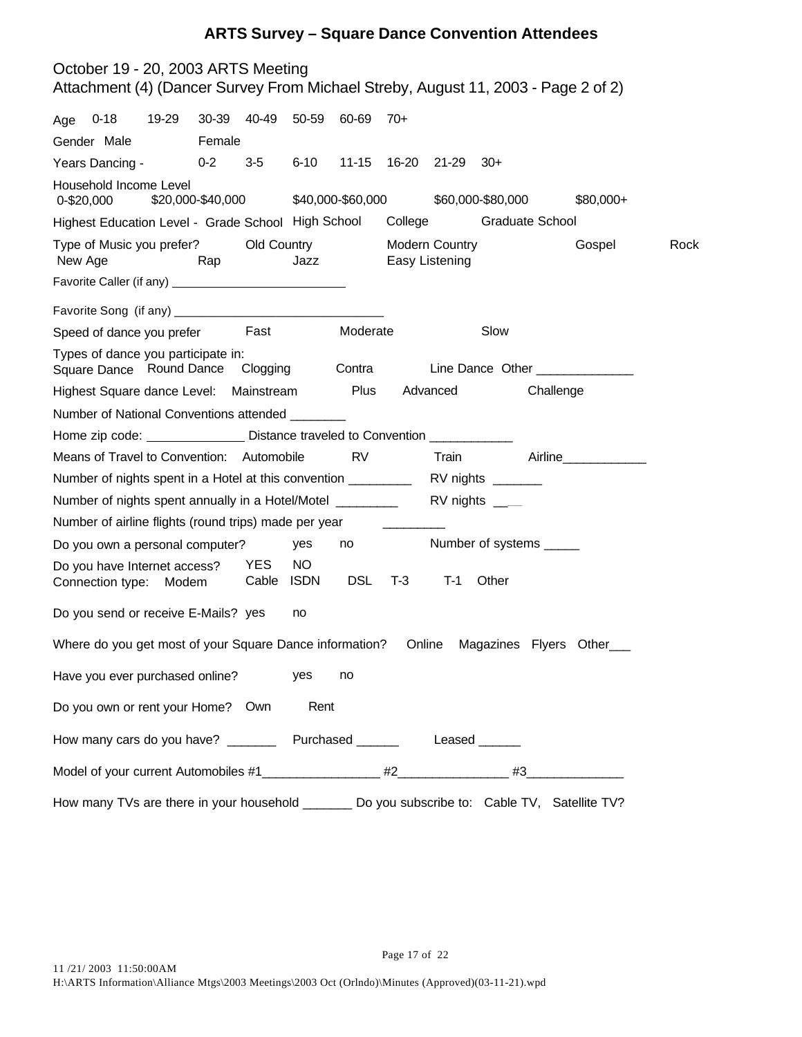## ARTS Survey – Square Dance Convention Attendees

October 19 - 20, 2003 ARTS Meeting
Attachment (4) (Dancer Survey From Michael Streby, August 11, 2003 - Page 2 of 2)

Age 0-18 19-29 30-39 40-49 50-59 60-69 70+

Gender Male Female

Years Dancing - 0-2 3-5 6-10 11-15 16-20 21-29 30+

Household Income Level
0-$20,000 $20,000-$40,000 $40,000-$60,000 $60,000-$80,000 $80,000+

Highest Education Level - Grade School High School College Graduate School

Type of Music you prefer? Old Country Modern Country Gospel Rock
New Age Rap Jazz Easy Listening

Favorite Caller (if any) ___________________________

Favorite Song (if any) _________________________________

Speed of dance you prefer Fast Moderate Slow

Types of dance you participate in:
Square Dance Round Dance Clogging Contra Line Dance Other ______________

Highest Square dance Level: Mainstream Plus Advanced Challenge

Number of National Conventions attended ________

Home zip code: ______________ Distance traveled to Convention ____________

Means of Travel to Convention: Automobile RV Train Airline____________

Number of nights spent in a Hotel at this convention _________ RV nights _______

Number of nights spent annually in a Hotel/Motel _________ RV nights _____

Number of airline flights (round trips) made per year _________

Do you own a personal computer? yes no Number of systems _____

Do you have Internet access? YES NO
Connection type: Modem Cable ISDN DSL T-3 T-1 Other

Do you send or receive E-Mails? yes no

Where do you get most of your Square Dance information? Online Magazines Flyers Other___

Have you ever purchased online? yes no

Do you own or rent your Home? Own Rent

How many cars do you have? _______ Purchased ______ Leased ______

Model of your current Automobiles #1_________________ #2________________ #3______________

How many TVs are there in your household _______ Do you subscribe to: Cable TV, Satellite TV?

11 /21/ 2003 11:50:00AM
H:\ARTS Information\Alliance Mtgs\2003 Meetings\2003 Oct (Orlndo)\Minutes (Approved)(03-11-21).wpd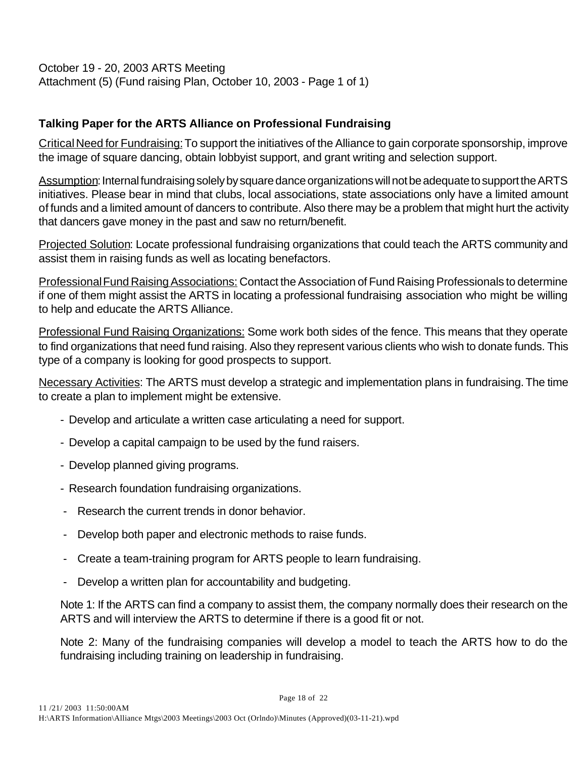October 19 - 20, 2003 ARTS Meeting
Attachment (5) (Fund raising Plan, October 10, 2003 - Page 1 of 1)

## Talking Paper for the ARTS Alliance on Professional Fundraising

Critical Need for Fundraising: To support the initiatives of the Alliance to gain corporate sponsorship, improve the image of square dancing, obtain lobbyist support, and grant writing and selection support.

Assumption: Internal fundraising solely by square dance organizations will not be adequate to support the ARTS initiatives. Please bear in mind that clubs, local associations, state associations only have a limited amount of funds and a limited amount of dancers to contribute. Also there may be a problem that might hurt the activity that dancers gave money in the past and saw no return/benefit.

Projected Solution: Locate professional fundraising organizations that could teach the ARTS community and assist them in raising funds as well as locating benefactors.

Professional Fund Raising Associations: Contact the Association of Fund Raising Professionals to determine if one of them might assist the ARTS in locating a professional fundraising association who might be willing to help and educate the ARTS Alliance.

Professional Fund Raising Organizations: Some work both sides of the fence. This means that they operate to find organizations that need fund raising. Also they represent various clients who wish to donate funds. This type of a company is looking for good prospects to support.

Necessary Activities: The ARTS must develop a strategic and implementation plans in fundraising. The time to create a plan to implement might be extensive.

- Develop and articulate a written case articulating a need for support.
- Develop a capital campaign to be used by the fund raisers.
- Develop planned giving programs.
- Research foundation fundraising organizations.
- Research the current trends in donor behavior.
- Develop both paper and electronic methods to raise funds.
- Create a team-training program for ARTS people to learn fundraising.
- Develop a written plan for accountability and budgeting.

Note 1: If the ARTS can find a company to assist them, the company normally does their research on the ARTS and will interview the ARTS to determine if there is a good fit or not.

Note 2: Many of the fundraising companies will develop a model to teach the ARTS how to do the fundraising including training on leadership in fundraising.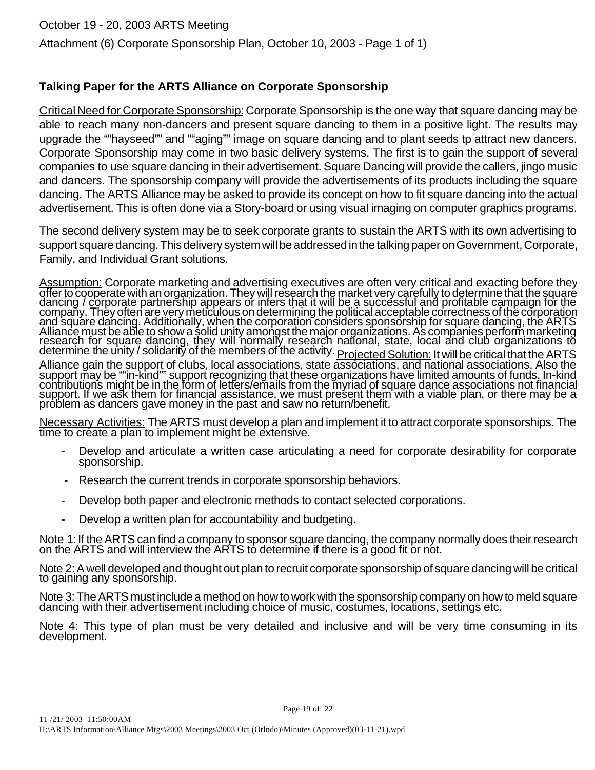October 19 - 20, 2003 ARTS Meeting

Attachment (6) Corporate Sponsorship Plan, October 10, 2003 - Page 1 of 1)

**Talking Paper for the ARTS Alliance on Corporate Sponsorship**

Critical Need for Corporate Sponsorship: Corporate Sponsorship is the one way that square dancing may be able to reach many non-dancers and present square dancing to them in a positive light. The results may upgrade the ""hayseed"" and ""aging"" image on square dancing and to plant seeds tp attract new dancers. Corporate Sponsorship may come in two basic delivery systems. The first is to gain the support of several companies to use square dancing in their advertisement. Square Dancing will provide the callers, jingo music and dancers. The sponsorship company will provide the advertisements of its products including the square dancing. The ARTS Alliance may be asked to provide its concept on how to fit square dancing into the actual advertisement. This is often done via a Story-board or using visual imaging on computer graphics programs.

The second delivery system may be to seek corporate grants to sustain the ARTS with its own advertising to support square dancing. This delivery system will be addressed in the talking paper on Government, Corporate, Family, and Individual Grant solutions.

Assumption: Corporate marketing and advertising executives are often very critical and exacting before they offer to cooperate with an organization. They will research the market very carefully to determine that the square dancing / corporate partnership appears or infers that it will be a successful and profitable campaign for the company. They often are very meticulous on determining the political acceptable correctness of the corporation and square dancing. Additionally, when the corporation considers sponsorship for square dancing, the ARTS Alliance must be able to show a solid unity amongst the major organizations. As companies perform marketing research for square dancing, they will normally research national, state, local and club organizations to determine the unity / solidarity of the members of the activity. Projected Solution: It will be critical that the ARTS Alliance gain the support of clubs, local associations, state associations, and national associations. Also the support may be ""in-kind"" support recognizing that these organizations have limited amounts of funds. In-kind contributions might be in the form of letters/emails from the myriad of square dance associations not financial support. If we ask them for financial assistance, we must present them with a viable plan, or there may be a problem as dancers gave money in the past and saw no return/benefit.

Necessary Activities: The ARTS must develop a plan and implement it to attract corporate sponsorships. The time to create a plan to implement might be extensive.

- Develop and articulate a written case articulating a need for corporate desirability for corporate sponsorship.
- Research the current trends in corporate sponsorship behaviors.
- Develop both paper and electronic methods to contact selected corporations.
- Develop a written plan for accountability and budgeting.

Note 1: If the ARTS can find a company to sponsor square dancing, the company normally does their research on the ARTS and will interview the ARTS to determine if there is a good fit or not.

Note 2: A well developed and thought out plan to recruit corporate sponsorship of square dancing will be critical to gaining any sponsorship.

Note 3: The ARTS must include a method on how to work with the sponsorship company on how to meld square dancing with their advertisement including choice of music, costumes, locations, settings etc.

Note 4: This type of plan must be very detailed and inclusive and will be very time consuming in its development.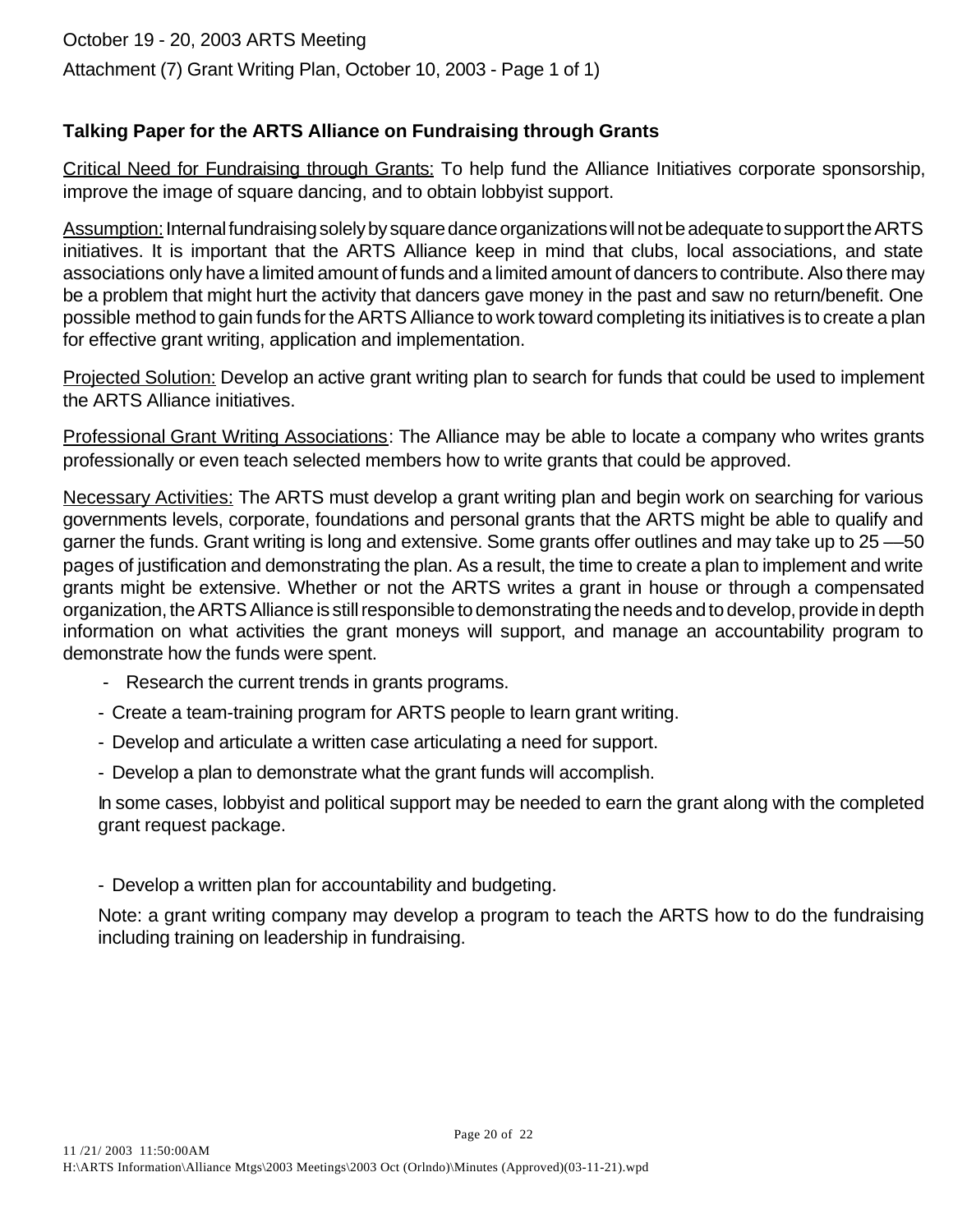October 19 - 20, 2003 ARTS Meeting

Attachment (7) Grant Writing Plan, October 10, 2003 - Page 1 of 1)

**Talking Paper for the ARTS Alliance on Fundraising through Grants**

Critical Need for Fundraising through Grants: To help fund the Alliance Initiatives corporate sponsorship, improve the image of square dancing, and to obtain lobbyist support.

Assumption: Internal fundraising solely by square dance organizations will not be adequate to support the ARTS initiatives. It is important that the ARTS Alliance keep in mind that clubs, local associations, and state associations only have a limited amount of funds and a limited amount of dancers to contribute. Also there may be a problem that might hurt the activity that dancers gave money in the past and saw no return/benefit. One possible method to gain funds for the ARTS Alliance to work toward completing its initiatives is to create a plan for effective grant writing, application and implementation.

Projected Solution: Develop an active grant writing plan to search for funds that could be used to implement the ARTS Alliance initiatives.

Professional Grant Writing Associations: The Alliance may be able to locate a company who writes grants professionally or even teach selected members how to write grants that could be approved.

Necessary Activities: The ARTS must develop a grant writing plan and begin work on searching for various governments levels, corporate, foundations and personal grants that the ARTS might be able to qualify and garner the funds. Grant writing is long and extensive. Some grants offer outlines and may take up to 25 —50 pages of justification and demonstrating the plan. As a result, the time to create a plan to implement and write grants might be extensive. Whether or not the ARTS writes a grant in house or through a compensated organization, the ARTS Alliance is still responsible to demonstrating the needs and to develop, provide in depth information on what activities the grant moneys will support, and manage an accountability program to demonstrate how the funds were spent.

- Research the current trends in grants programs.
- Create a team-training program for ARTS people to learn grant writing.
- Develop and articulate a written case articulating a need for support.
- Develop a plan to demonstrate what the grant funds will accomplish.

  In some cases, lobbyist and political support may be needed to earn the grant along with the completed grant request package.

- Develop a written plan for accountability and budgeting.

  Note: a grant writing company may develop a program to teach the ARTS how to do the fundraising including training on leadership in fundraising.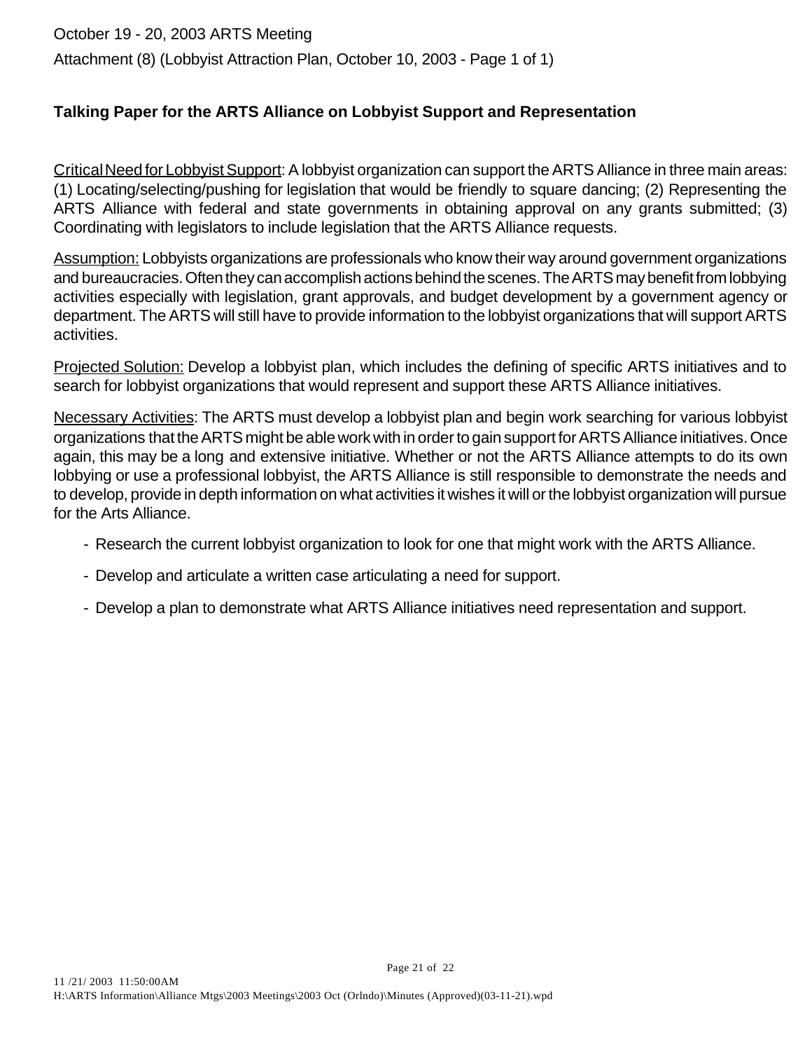October 19 - 20, 2003 ARTS Meeting

Attachment (8) (Lobbyist Attraction Plan, October 10, 2003 - Page 1 of 1)

**Talking Paper for the ARTS Alliance on Lobbyist Support and Representation**

Critical Need for Lobbyist Support: A lobbyist organization can support the ARTS Alliance in three main areas: (1) Locating/selecting/pushing for legislation that would be friendly to square dancing; (2) Representing the ARTS Alliance with federal and state governments in obtaining approval on any grants submitted; (3) Coordinating with legislators to include legislation that the ARTS Alliance requests.

Assumption: Lobbyists organizations are professionals who know their way around government organizations and bureaucracies. Often they can accomplish actions behind the scenes. The ARTS may benefit from lobbying activities especially with legislation, grant approvals, and budget development by a government agency or department. The ARTS will still have to provide information to the lobbyist organizations that will support ARTS activities.

Projected Solution: Develop a lobbyist plan, which includes the defining of specific ARTS initiatives and to search for lobbyist organizations that would represent and support these ARTS Alliance initiatives.

Necessary Activities: The ARTS must develop a lobbyist plan and begin work searching for various lobbyist organizations that the ARTS might be able work with in order to gain support for ARTS Alliance initiatives. Once again, this may be a long and extensive initiative. Whether or not the ARTS Alliance attempts to do its own lobbying or use a professional lobbyist, the ARTS Alliance is still responsible to demonstrate the needs and to develop, provide in depth information on what activities it wishes it will or the lobbyist organization will pursue for the Arts Alliance.

- Research the current lobbyist organization to look for one that might work with the ARTS Alliance.
- Develop and articulate a written case articulating a need for support.
- Develop a plan to demonstrate what ARTS Alliance initiatives need representation and support.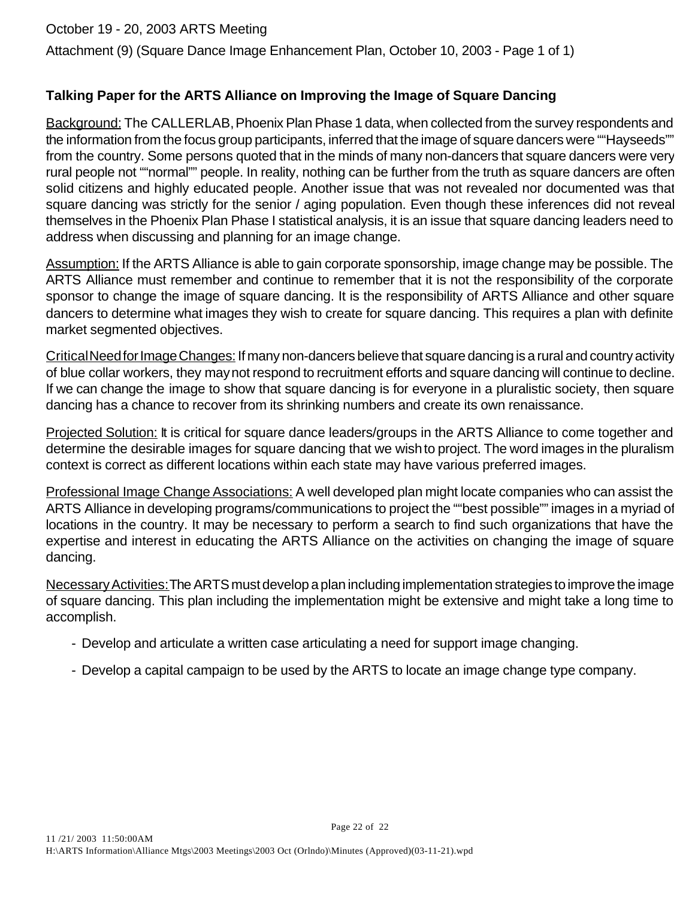October 19 - 20, 2003 ARTS Meeting

Attachment (9) (Square Dance Image Enhancement Plan, October 10, 2003 - Page 1 of 1)

**Talking Paper for the ARTS Alliance on Improving the Image of Square Dancing**

Background: The CALLERLAB, Phoenix Plan Phase 1 data, when collected from the survey respondents and the information from the focus group participants, inferred that the image of square dancers were ""Hayseeds"" from the country. Some persons quoted that in the minds of many non-dancers that square dancers were very rural people not ""normal"" people. In reality, nothing can be further from the truth as square dancers are often solid citizens and highly educated people. Another issue that was not revealed nor documented was that square dancing was strictly for the senior / aging population. Even though these inferences did not reveal themselves in the Phoenix Plan Phase I statistical analysis, it is an issue that square dancing leaders need to address when discussing and planning for an image change.

Assumption: If the ARTS Alliance is able to gain corporate sponsorship, image change may be possible. The ARTS Alliance must remember and continue to remember that it is not the responsibility of the corporate sponsor to change the image of square dancing. It is the responsibility of ARTS Alliance and other square dancers to determine what images they wish to create for square dancing. This requires a plan with definite market segmented objectives.

Critical Need for Image Changes: If many non-dancers believe that square dancing is a rural and country activity of blue collar workers, they may not respond to recruitment efforts and square dancing will continue to decline. If we can change the image to show that square dancing is for everyone in a pluralistic society, then square dancing has a chance to recover from its shrinking numbers and create its own renaissance.

Projected Solution: It is critical for square dance leaders/groups in the ARTS Alliance to come together and determine the desirable images for square dancing that we wish to project. The word images in the pluralism context is correct as different locations within each state may have various preferred images.

Professional Image Change Associations: A well developed plan might locate companies who can assist the ARTS Alliance in developing programs/communications to project the ""best possible"" images in a myriad of locations in the country. It may be necessary to perform a search to find such organizations that have the expertise and interest in educating the ARTS Alliance on the activities on changing the image of square dancing.

Necessary Activities: The ARTS must develop a plan including implementation strategies to improve the image of square dancing. This plan including the implementation might be extensive and might take a long time to accomplish.

- Develop and articulate a written case articulating a need for support image changing.
- Develop a capital campaign to be used by the ARTS to locate an image change type company.